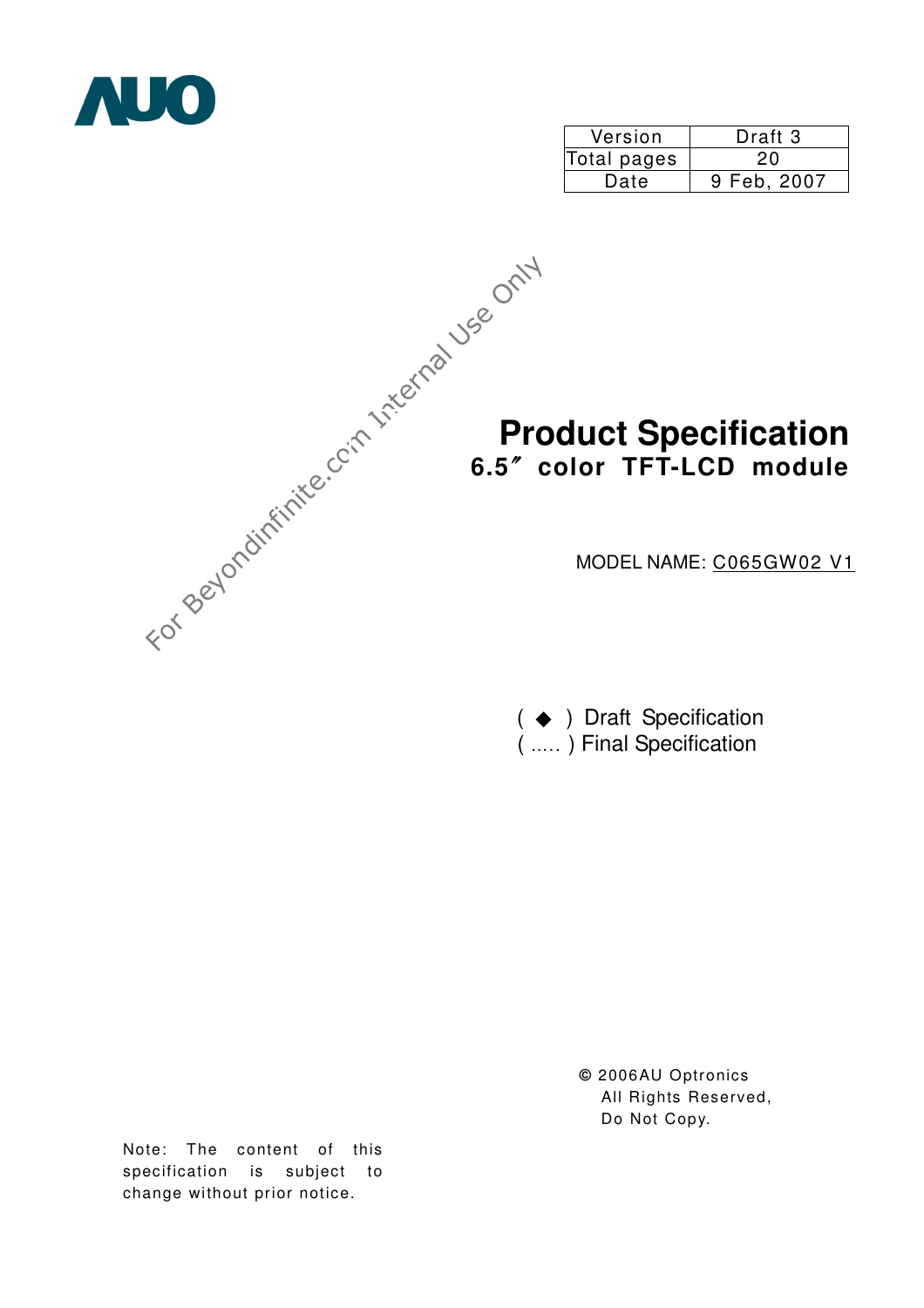AUO

| Version | Draft 3 |
|---|---|
| Total pages | 20 |
| Date | 9 Feb, 2007 |

For Beyondinfinite.com Internal Use Only

# Product Specification

## 6.5″ color TFT-LCD module

MODEL NAME: C065GW02 V1

( ◆ ) Draft Specification
( ….. ) Final Specification

© 2006AU Optronics
All Rights Reserved,
Do Not Copy.

Note: The content of this specification is subject to change without prior notice.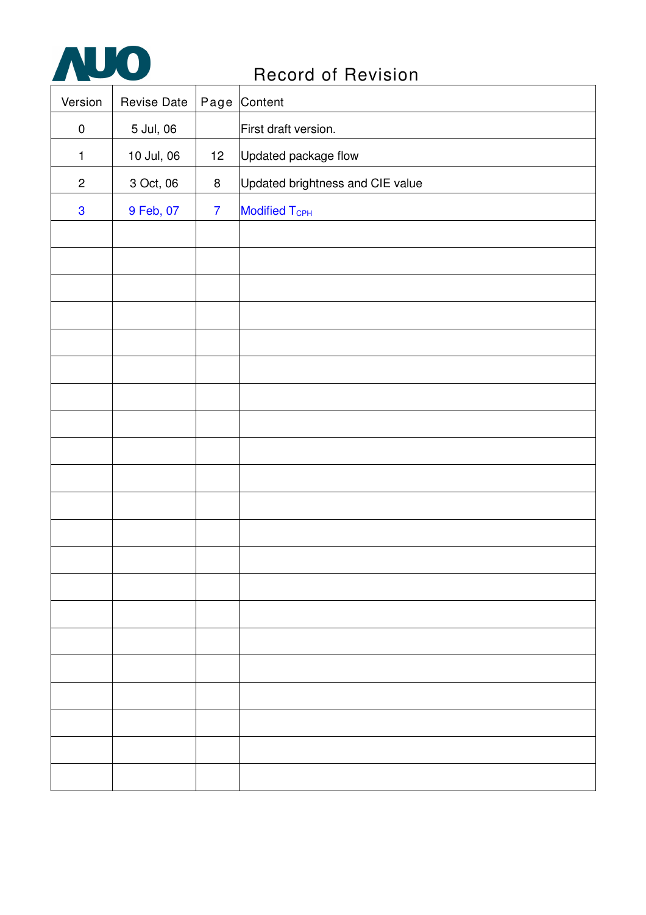# Record of Revision

| Version | Revise Date | Page | Content |
|---|---|---|---|
| 0 | 5 Jul, 06 | | First draft version. |
| 1 | 10 Jul, 06 | 12 | Updated package flow |
| 2 | 3 Oct, 06 | 8 | Updated brightness and CIE value |
| 3 | 9 Feb, 07 | 7 | Modified $T_{CPH}$ |
| | | | |
| | | | |
| | | | |
| | | | |
| | | | |
| | | | |
| | | | |
| | | | |
| | | | |
| | | | |
| | | | |
| | | | |
| | | | |
| | | | |
| | | | |
| | | | |
| | | | |
| | | | |
| | | | |
| | | | |
| | | | |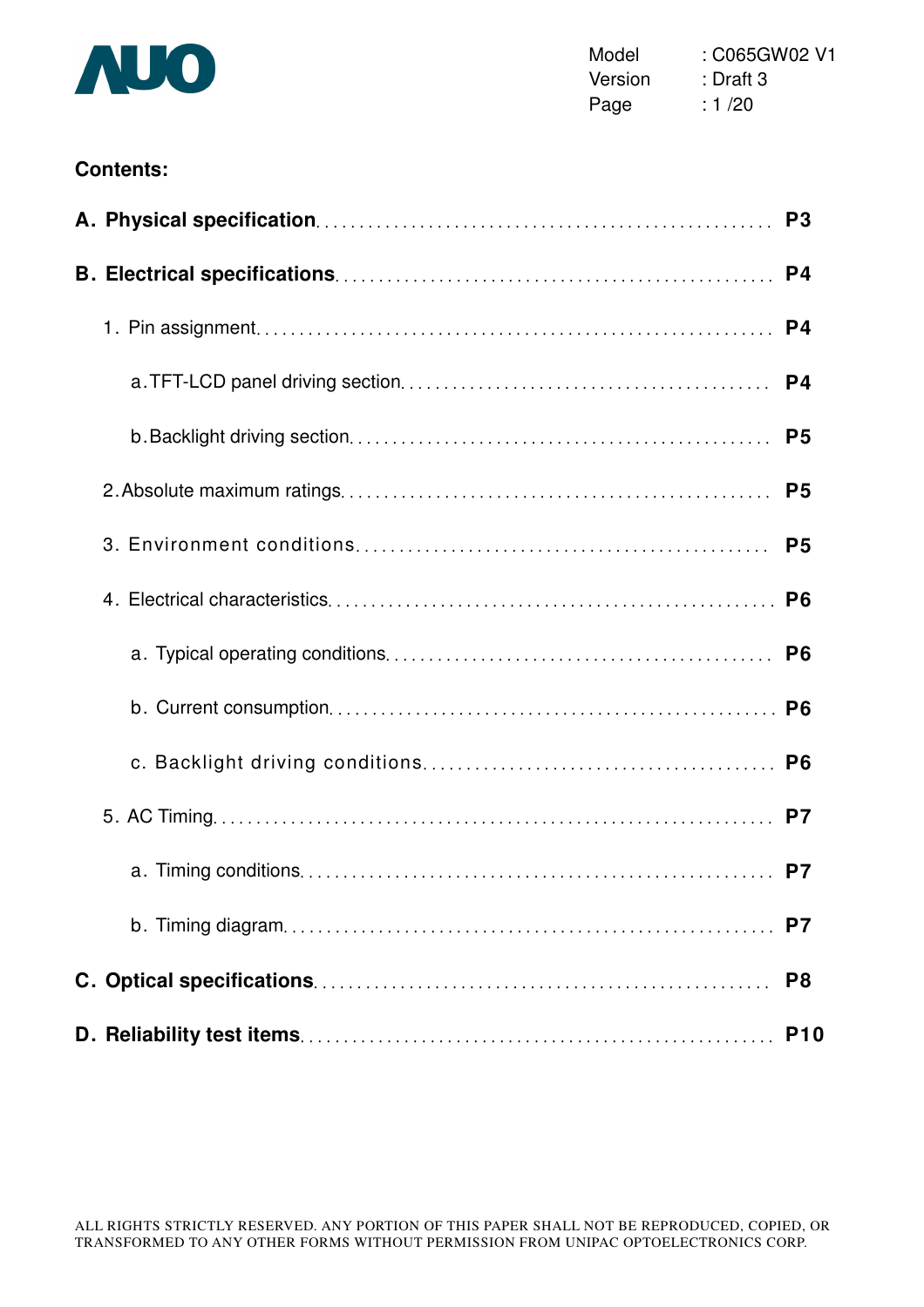**Contents:**

**A. Physical specification** .......... **P3**

**B. Electrical specifications** .......... **P4**

1. Pin assignment .......... **P4**

    a. TFT-LCD panel driving section .......... **P4**

    b. Backlight driving section .......... **P5**

2. Absolute maximum ratings .......... **P5**

3. Environment conditions .......... **P5**

4. Electrical characteristics .......... **P6**

    a. Typical operating conditions .......... **P6**

    b. Current consumption .......... **P6**

    c. Backlight driving conditions .......... **P6**

5. AC Timing .......... **P7**

    a. Timing conditions .......... **P7**

    b. Timing diagram .......... **P7**

**C. Optical specifications** .......... **P8**

**D. Reliability test items** .......... **P10**

ALL RIGHTS STRICTLY RESERVED. ANY PORTION OF THIS PAPER SHALL NOT BE REPRODUCED, COPIED, OR TRANSFORMED TO ANY OTHER FORMS WITHOUT PERMISSION FROM UNIPAC OPTOELECTRONICS CORP.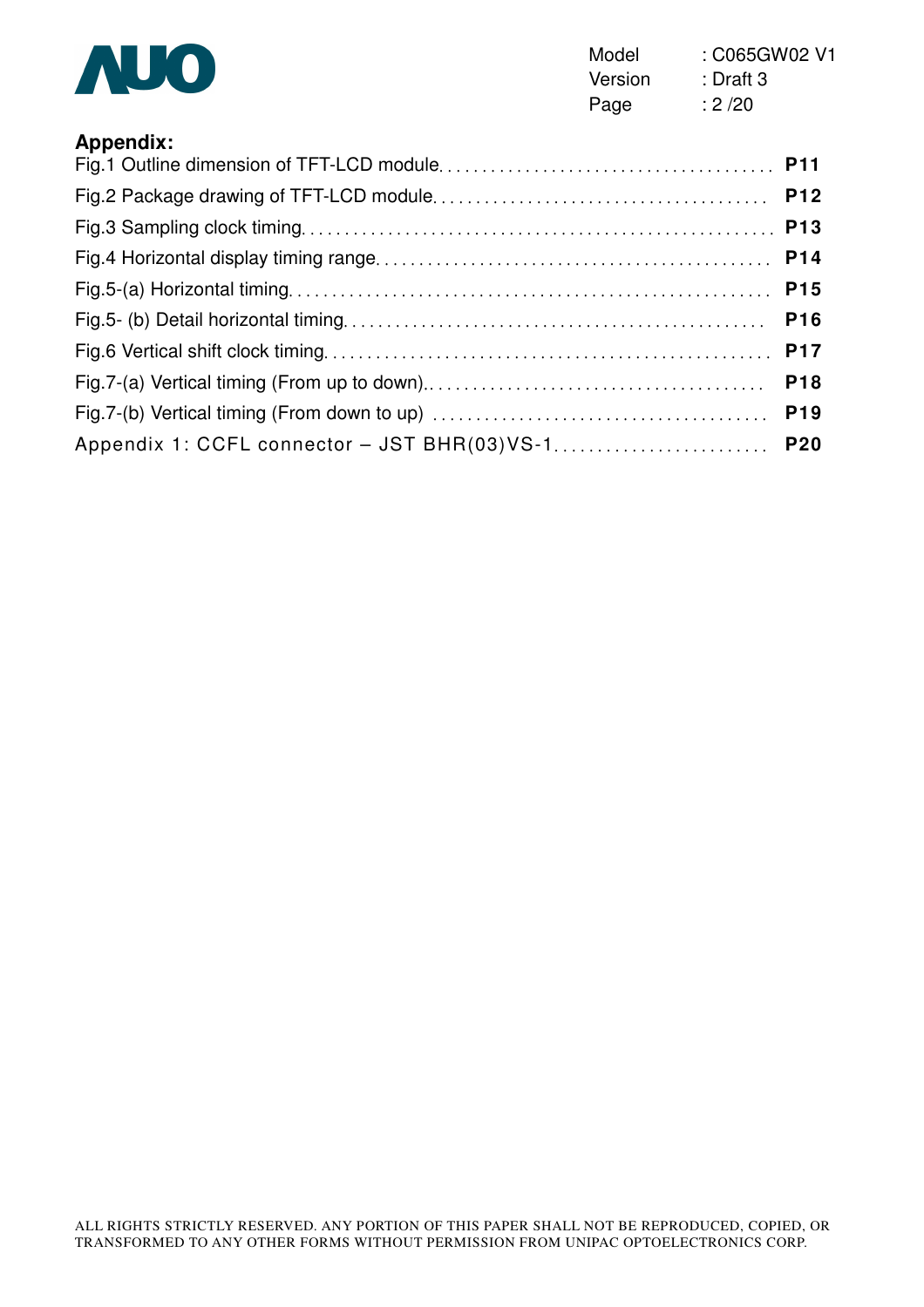**Appendix:**

Fig.1 Outline dimension of TFT-LCD module........................................ **P11**

Fig.2 Package drawing of TFT-LCD module........................................ **P12**

Fig.3 Sampling clock timing........................................................ **P13**

Fig.4 Horizontal display timing range............................................ **P14**

Fig.5-(a) Horizontal timing........................................................ **P15**

Fig.5- (b) Detail horizontal timing................................................ **P16**

Fig.6 Vertical shift clock timing.................................................. **P17**

Fig.7-(a) Vertical timing (From up to down)....................................... **P18**

Fig.7-(b) Vertical timing (From down to up) ...................................... **P19**

Appendix 1: CCFL connector – JST BHR(03)VS-1.......................... **P20**

ALL RIGHTS STRICTLY RESERVED. ANY PORTION OF THIS PAPER SHALL NOT BE REPRODUCED, COPIED, OR TRANSFORMED TO ANY OTHER FORMS WITHOUT PERMISSION FROM UNIPAC OPTOELECTRONICS CORP.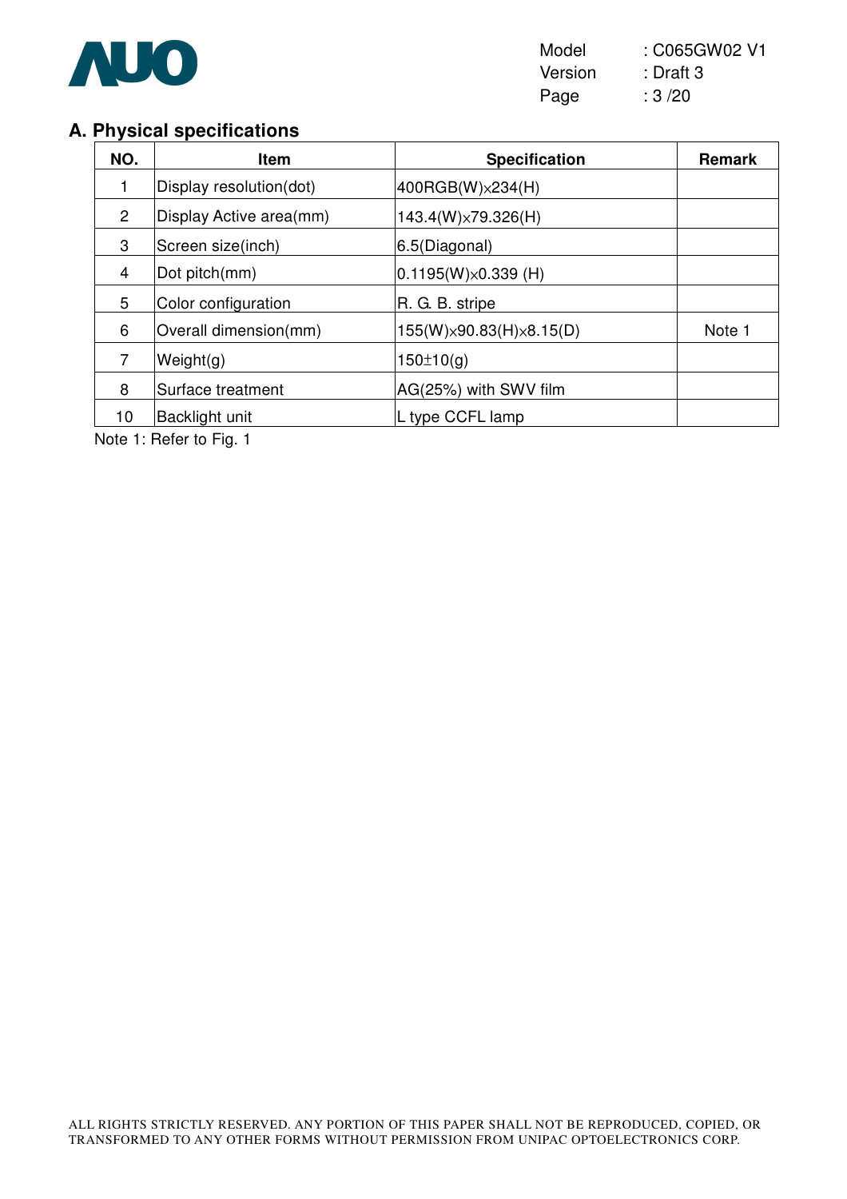## A. Physical specifications

| NO. | Item | Specification | Remark |
|---|---|---|---|
| 1 | Display resolution(dot) | 400RGB(W)×234(H) | |
| 2 | Display Active area(mm) | 143.4(W)×79.326(H) | |
| 3 | Screen size(inch) | 6.5(Diagonal) | |
| 4 | Dot pitch(mm) | 0.1195(W)×0.339 (H) | |
| 5 | Color configuration | R. G. B. stripe | |
| 6 | Overall dimension(mm) | 155(W)×90.83(H)×8.15(D) | Note 1 |
| 7 | Weight(g) | 150±10(g) | |
| 8 | Surface treatment | AG(25%) with SWV film | |
| 10 | Backlight unit | L type CCFL lamp | |

Note 1: Refer to Fig. 1

ALL RIGHTS STRICTLY RESERVED. ANY PORTION OF THIS PAPER SHALL NOT BE REPRODUCED, COPIED, OR TRANSFORMED TO ANY OTHER FORMS WITHOUT PERMISSION FROM UNIPAC OPTOELECTRONICS CORP.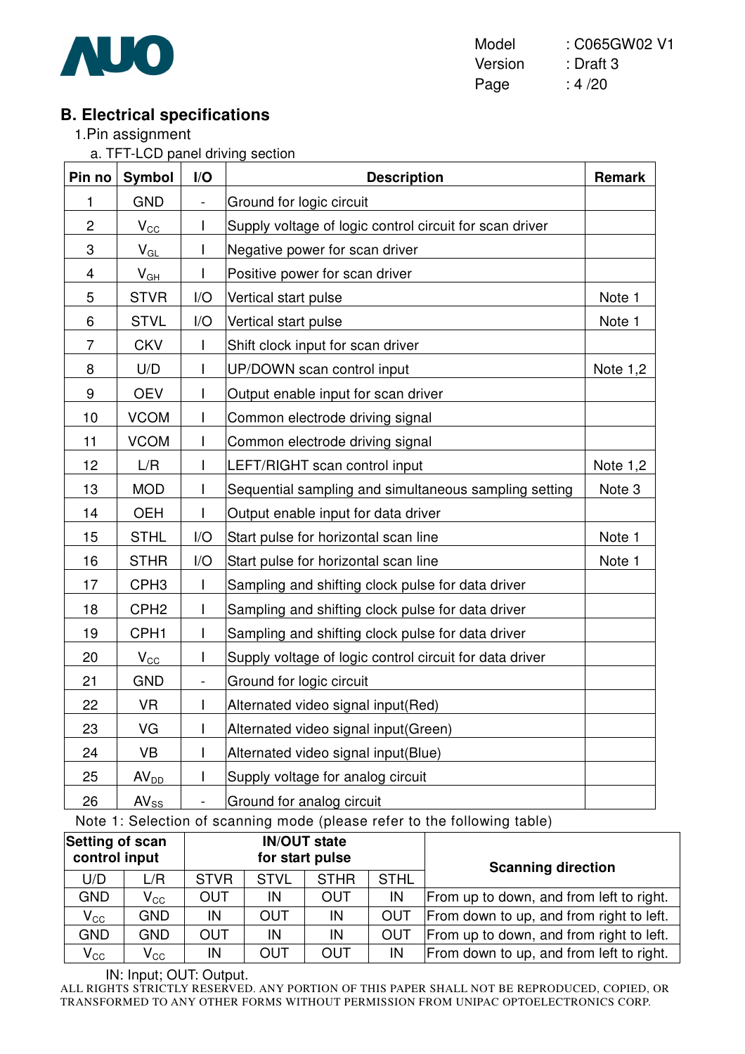## B. Electrical specifications

1.Pin assignment

a. TFT-LCD panel driving section

| Pin no | Symbol | I/O | Description | Remark |
|---|---|---|---|---|
| 1 | GND | - | Ground for logic circuit | |
| 2 | $V_{CC}$ | I | Supply voltage of logic control circuit for scan driver | |
| 3 | $V_{GL}$ | I | Negative power for scan driver | |
| 4 | $V_{GH}$ | I | Positive power for scan driver | |
| 5 | STVR | I/O | Vertical start pulse | Note 1 |
| 6 | STVL | I/O | Vertical start pulse | Note 1 |
| 7 | CKV | I | Shift clock input for scan driver | |
| 8 | U/D | I | UP/DOWN scan control input | Note 1,2 |
| 9 | OEV | I | Output enable input for scan driver | |
| 10 | VCOM | I | Common electrode driving signal | |
| 11 | VCOM | I | Common electrode driving signal | |
| 12 | L/R | I | LEFT/RIGHT scan control input | Note 1,2 |
| 13 | MOD | I | Sequential sampling and simultaneous sampling setting | Note 3 |
| 14 | OEH | I | Output enable input for data driver | |
| 15 | STHL | I/O | Start pulse for horizontal scan line | Note 1 |
| 16 | STHR | I/O | Start pulse for horizontal scan line | Note 1 |
| 17 | CPH3 | I | Sampling and shifting clock pulse for data driver | |
| 18 | CPH2 | I | Sampling and shifting clock pulse for data driver | |
| 19 | CPH1 | I | Sampling and shifting clock pulse for data driver | |
| 20 | $V_{CC}$ | I | Supply voltage of logic control circuit for data driver | |
| 21 | GND | - | Ground for logic circuit | |
| 22 | VR | I | Alternated video signal input(Red) | |
| 23 | VG | I | Alternated video signal input(Green) | |
| 24 | VB | I | Alternated video signal input(Blue) | |
| 25 | $AV_{DD}$ | I | Supply voltage for analog circuit | |
| 26 | $AV_{SS}$ | - | Ground for analog circuit | |

Note 1: Selection of scanning mode (please refer to the following table)

| Setting of scan control input | | IN/OUT state for start pulse | | | | Scanning direction |
|---|---|---|---|---|---|---|
| U/D | L/R | STVR | STVL | STHR | STHL | |
| GND | $V_{CC}$ | OUT | IN | OUT | IN | From up to down, and from left to right. |
| $V_{CC}$ | GND | IN | OUT | IN | OUT | From down to up, and from right to left. |
| GND | GND | OUT | IN | IN | OUT | From up to down, and from right to left. |
| $V_{CC}$ | $V_{CC}$ | IN | OUT | OUT | IN | From down to up, and from left to right. |

IN: Input; OUT: Output.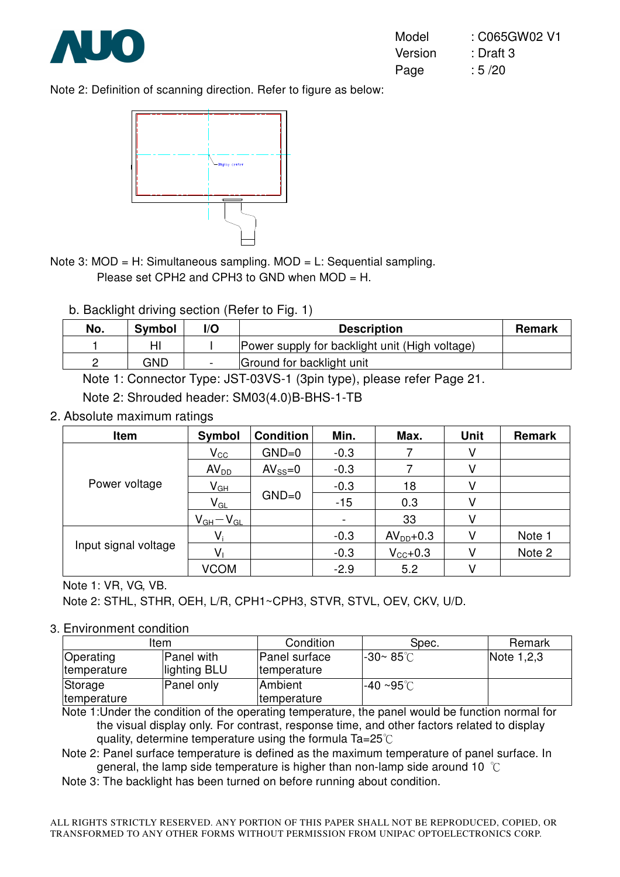Note 2: Definition of scanning direction. Refer to figure as below:

Note 3: MOD = H: Simultaneous sampling. MOD = L: Sequential sampling.
Please set CPH2 and CPH3 to GND when MOD = H.

b. Backlight driving section (Refer to Fig. 1)

| No. | Symbol | I/O | Description | Remark |
|---|---|---|---|---|
| 1 | HI | I | Power supply for backlight unit (High voltage) | |
| 2 | GND | - | Ground for backlight unit | |

Note 1: Connector Type: JST-03VS-1 (3pin type), please refer Page 21.

Note 2: Shrouded header: SM03(4.0)B-BHS-1-TB

2. Absolute maximum ratings

| Item | Symbol | Condition | Min. | Max. | Unit | Remark |
|---|---|---|---|---|---|---|
| Power voltage | $V_{CC}$ | GND=0 | -0.3 | 7 | V | |
| | $AV_{DD}$ | $AV_{SS}$=0 | -0.3 | 7 | V | |
| | $V_{GH}$ | GND=0 | -0.3 | 18 | V | |
| | $V_{GL}$ | | -15 | 0.3 | V | |
| | $V_{GH}-V_{GL}$ | | - | 33 | V | |
| Input signal voltage | $V_i$ | | -0.3 | $AV_{DD}$+0.3 | V | Note 1 |
| | $V_I$ | | -0.3 | $V_{CC}$+0.3 | V | Note 2 |
| | VCOM | | -2.9 | 5.2 | V | |

Note 1: VR, VG, VB.

Note 2: STHL, STHR, OEH, L/R, CPH1~CPH3, STVR, STVL, OEV, CKV, U/D.

3. Environment condition

| Item | | Condition | Spec. | Remark |
|---|---|---|---|---|
| Operating temperature | Panel with lighting BLU | Panel surface temperature | -30~ 85℃ | Note 1,2,3 |
| Storage temperature | Panel only | Ambient temperature | -40 ~95℃ | |

Note 1:Under the condition of the operating temperature, the panel would be function normal for the visual display only. For contrast, response time, and other factors related to display quality, determine temperature using the formula Ta=25℃

Note 2: Panel surface temperature is defined as the maximum temperature of panel surface. In general, the lamp side temperature is higher than non-lamp side around 10 ℃

Note 3: The backlight has been turned on before running about condition.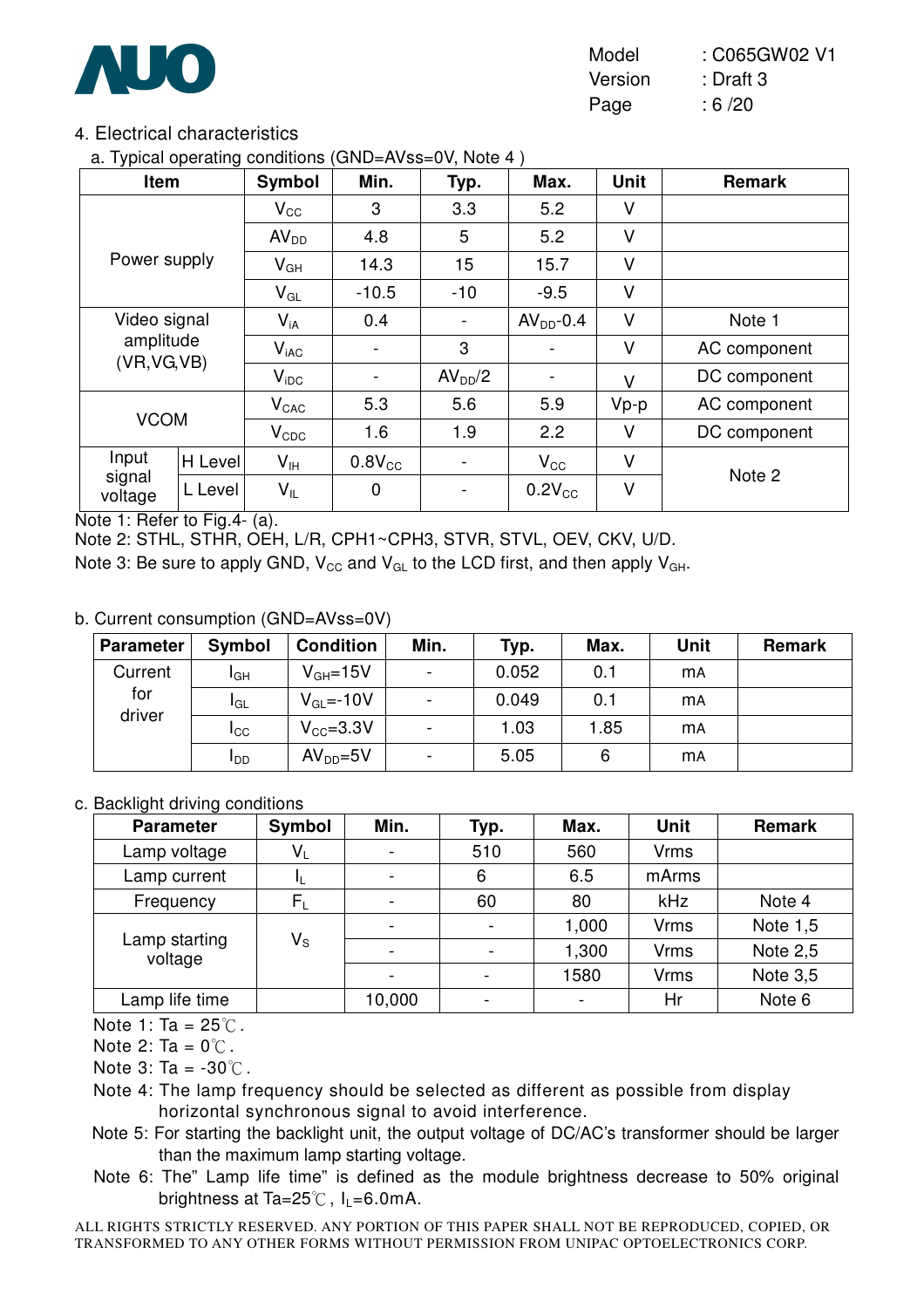## 4. Electrical characteristics

a. Typical operating conditions (GND=AVss=0V, Note 4 )

| Item | | Symbol | Min. | Typ. | Max. | Unit | Remark |
|---|---|---|---|---|---|---|---|
| Power supply | | $V_{CC}$ | 3 | 3.3 | 5.2 | V | |
| | | $AV_{DD}$ | 4.8 | 5 | 5.2 | V | |
| | | $V_{GH}$ | 14.3 | 15 | 15.7 | V | |
| | | $V_{GL}$ | -10.5 | -10 | -9.5 | V | |
| Video signal amplitude (VR,VG,VB) | | $V_{iA}$ | 0.4 | - | $AV_{DD}$-0.4 | V | Note 1 |
| | | $V_{iAC}$ | - | 3 | - | V | AC component |
| | | $V_{iDC}$ | - | $AV_{DD}/2$ | - | V | DC component |
| VCOM | | $V_{CAC}$ | 5.3 | 5.6 | 5.9 | Vp-p | AC component |
| | | $V_{CDC}$ | 1.6 | 1.9 | 2.2 | V | DC component |
| Input signal voltage | H Level | $V_{IH}$ | $0.8V_{CC}$ | - | $V_{CC}$ | V | Note 2 |
| | L Level | $V_{IL}$ | 0 | - | $0.2V_{CC}$ | V | |

Note 1: Refer to Fig.4- (a).
Note 2: STHL, STHR, OEH, L/R, CPH1~CPH3, STVR, STVL, OEV, CKV, U/D.
Note 3: Be sure to apply GND, $V_{CC}$ and $V_{GL}$ to the LCD first, and then apply $V_{GH}$.

b. Current consumption (GND=AVss=0V)

| Parameter | Symbol | Condition | Min. | Typ. | Max. | Unit | Remark |
|---|---|---|---|---|---|---|---|
| Current for driver | $I_{GH}$ | $V_{GH}$=15V | - | 0.052 | 0.1 | mA | |
| | $I_{GL}$ | $V_{GL}$=-10V | - | 0.049 | 0.1 | mA | |
| | $I_{CC}$ | $V_{CC}$=3.3V | - | 1.03 | 1.85 | mA | |
| | $I_{DD}$ | $AV_{DD}$=5V | - | 5.05 | 6 | mA | |

c. Backlight driving conditions

| Parameter | Symbol | Min. | Typ. | Max. | Unit | Remark |
|---|---|---|---|---|---|---|
| Lamp voltage | $V_L$ | - | 510 | 560 | Vrms | |
| Lamp current | $I_L$ | - | 6 | 6.5 | mArms | |
| Frequency | $F_L$ | - | 60 | 80 | kHz | Note 4 |
| Lamp starting voltage | $V_S$ | - | - | 1,000 | Vrms | Note 1,5 |
| | | - | - | 1,300 | Vrms | Note 2,5 |
| | | - | - | 1580 | Vrms | Note 3,5 |
| Lamp life time | | 10,000 | - | - | Hr | Note 6 |

Note 1: Ta = 25℃.
Note 2: Ta = 0℃.
Note 3: Ta = -30℃.
Note 4: The lamp frequency should be selected as different as possible from display horizontal synchronous signal to avoid interference.
Note 5: For starting the backlight unit, the output voltage of DC/AC's transformer should be larger than the maximum lamp starting voltage.
Note 6: The" Lamp life time" is defined as the module brightness decrease to 50% original brightness at Ta=25℃, $I_L$=6.0mA.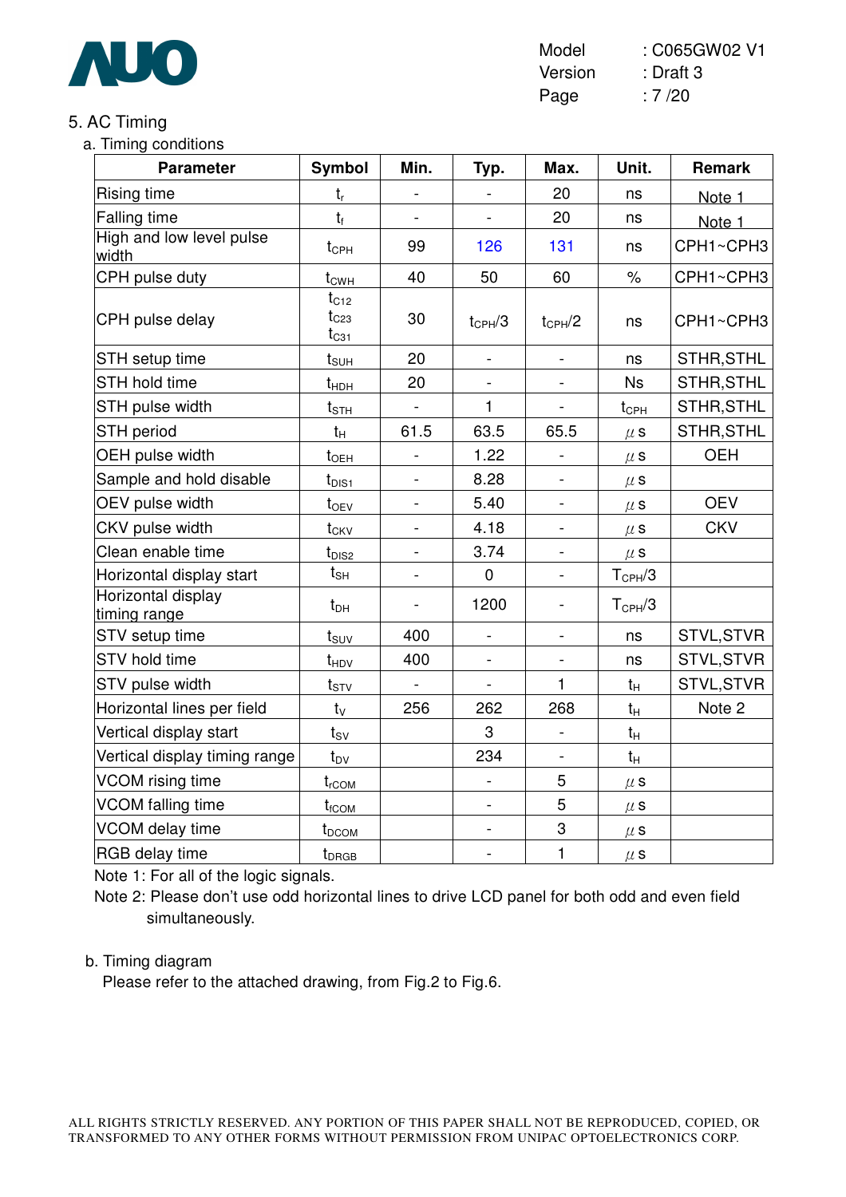## 5. AC Timing

### a. Timing conditions

| Parameter | Symbol | Min. | Typ. | Max. | Unit. | Remark |
|---|---|---|---|---|---|---|
| Rising time | $t_r$ | - | - | 20 | ns | Note 1 |
| Falling time | $t_f$ | - | - | 20 | ns | Note 1 |
| High and low level pulse width | $t_{CPH}$ | 99 | 126 | 131 | ns | CPH1~CPH3 |
| CPH pulse duty | $t_{CWH}$ | 40 | 50 | 60 | % | CPH1~CPH3 |
| CPH pulse delay | $t_{C12}$ $t_{C23}$ $t_{C31}$ | 30 | $t_{CPH}/3$ | $t_{CPH}/2$ | ns | CPH1~CPH3 |
| STH setup time | $t_{SUH}$ | 20 | - | - | ns | STHR,STHL |
| STH hold time | $t_{HDH}$ | 20 | - | - | Ns | STHR,STHL |
| STH pulse width | $t_{STH}$ | - | 1 | - | $t_{CPH}$ | STHR,STHL |
| STH period | $t_H$ | 61.5 | 63.5 | 65.5 | μs | STHR,STHL |
| OEH pulse width | $t_{OEH}$ | - | 1.22 | - | μs | OEH |
| Sample and hold disable | $t_{DIS1}$ | - | 8.28 | - | μs | |
| OEV pulse width | $t_{OEV}$ | - | 5.40 | - | μs | OEV |
| CKV pulse width | $t_{CKV}$ | - | 4.18 | - | μs | CKV |
| Clean enable time | $t_{DIS2}$ | - | 3.74 | - | μs | |
| Horizontal display start | $t_{SH}$ | - | 0 | - | $T_{CPH}/3$ | |
| Horizontal display timing range | $t_{DH}$ | - | 1200 | - | $T_{CPH}/3$ | |
| STV setup time | $t_{SUV}$ | 400 | - | - | ns | STVL,STVR |
| STV hold time | $t_{HDV}$ | 400 | - | - | ns | STVL,STVR |
| STV pulse width | $t_{STV}$ | - | - | 1 | $t_H$ | STVL,STVR |
| Horizontal lines per field | $t_V$ | 256 | 262 | 268 | $t_H$ | Note 2 |
| Vertical display start | $t_{SV}$ | | 3 | - | $t_H$ | |
| Vertical display timing range | $t_{DV}$ | | 234 | - | $t_H$ | |
| VCOM rising time | $t_{rCOM}$ | | - | 5 | μs | |
| VCOM falling time | $t_{fCOM}$ | | - | 5 | μs | |
| VCOM delay time | $t_{DCOM}$ | | - | 3 | μs | |
| RGB delay time | $t_{DRGB}$ | | - | 1 | μs | |

Note 1: For all of the logic signals.

Note 2: Please don't use odd horizontal lines to drive LCD panel for both odd and even field simultaneously.

### b. Timing diagram

Please refer to the attached drawing, from Fig.2 to Fig.6.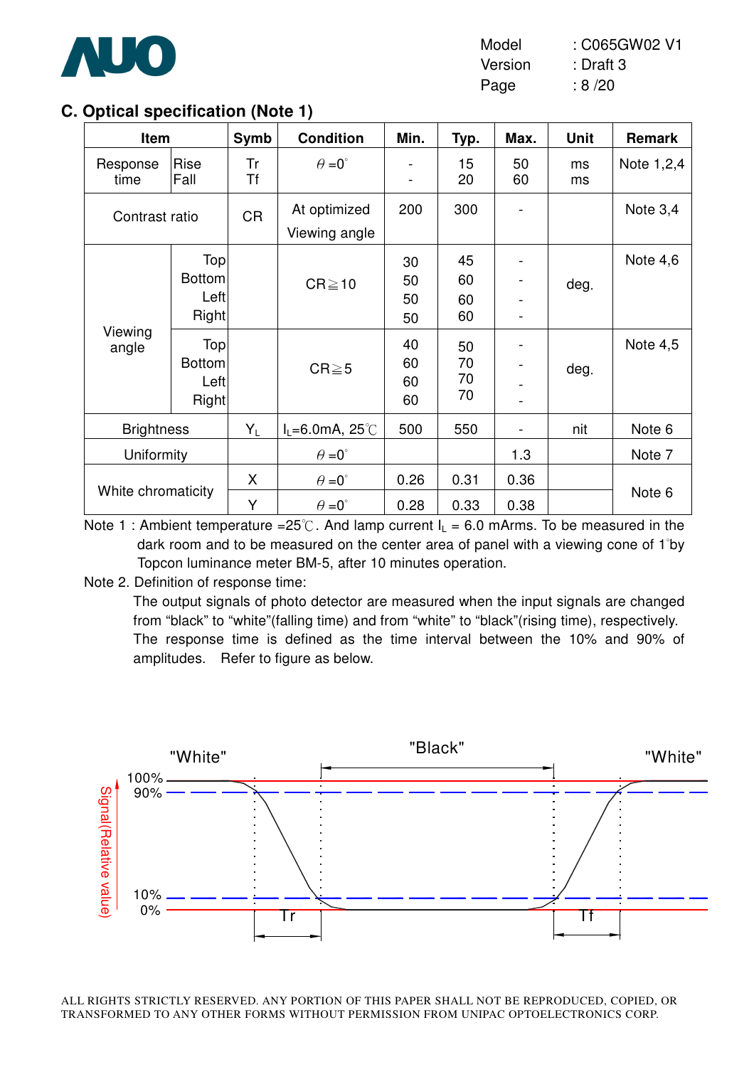## C. Optical specification (Note 1)

| Item | | Symb | Condition | Min. | Typ. | Max. | Unit | Remark |
|---|---|---|---|---|---|---|---|---|
| Response time | Rise | Tr | $\theta=0^{\circ}$ | - | 15 | 50 | ms | Note 1,2,4 |
| | Fall | Tf | | - | 20 | 60 | ms | |
| Contrast ratio | | CR | At optimized Viewing angle | 200 | 300 | - | | Note 3,4 |
| Viewing angle | Top | | CR≧10 | 30 | 45 | - | deg. | Note 4,6 |
| | Bottom | | | 50 | 60 | - | | |
| | Left | | | 50 | 60 | - | | |
| | Right | | | 50 | 60 | - | | |
| | Top | | CR≧5 | 40 | 50 | - | deg. | Note 4,5 |
| | Bottom | | | 60 | 70 | - | | |
| | Left | | | 60 | 70 | - | | |
| | Right | | | 60 | 70 | - | | |
| Brightness | | $Y_L$ | $I_L$=6.0mA, 25℃ | 500 | 550 | - | nit | Note 6 |
| Uniformity | | | $\theta=0^{\circ}$ | | | 1.3 | | Note 7 |
| White chromaticity | | X | $\theta=0^{\circ}$ | 0.26 | 0.31 | 0.36 | | Note 6 |
| | | Y | $\theta=0^{\circ}$ | 0.28 | 0.33 | 0.38 | | |

Note 1 : Ambient temperature =25℃. And lamp current $I_L$ = 6.0 mArms. To be measured in the dark room and to be measured on the center area of panel with a viewing cone of 1°by Topcon luminance meter BM-5, after 10 minutes operation.

Note 2. Definition of response time:

The output signals of photo detector are measured when the input signals are changed from "black" to "white"(falling time) and from "white" to "black"(rising time), respectively. The response time is defined as the time interval between the 10% and 90% of amplitudes. Refer to figure as below.

"White" "Black" "White"

Signal(Relative value): 100%, 90%, 10%, 0%

Tr Tf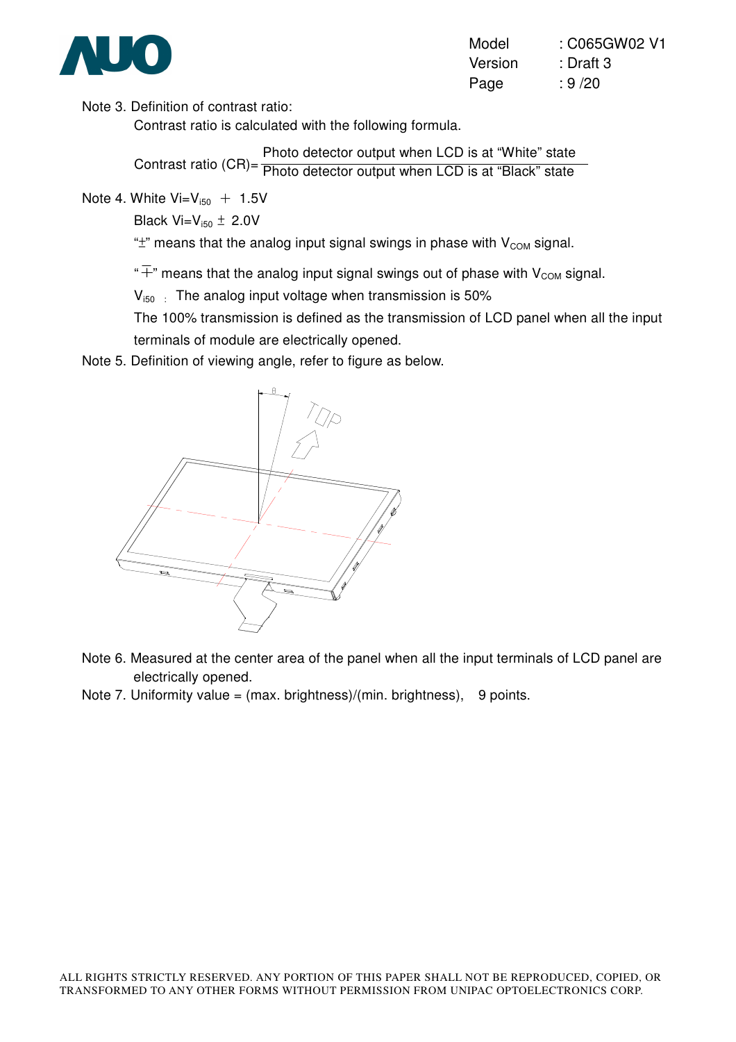Note 3. Definition of contrast ratio:

Contrast ratio is calculated with the following formula.

$$\text{Contrast ratio (CR)} = \frac{\text{Photo detector output when LCD is at "White" state}}{\text{Photo detector output when LCD is at "Black" state}}$$

Note 4. White $V_i = V_{i50} \mp 1.5V$

Black $V_i = V_{i50} \pm 2.0V$

"$\pm$" means that the analog input signal swings in phase with $V_{COM}$ signal.

"$\mp$" means that the analog input signal swings out of phase with $V_{COM}$ signal.

$V_{i50}$ : The analog input voltage when transmission is 50%

The 100% transmission is defined as the transmission of LCD panel when all the input terminals of module are electrically opened.

Note 5. Definition of viewing angle, refer to figure as below.

Note 6. Measured at the center area of the panel when all the input terminals of LCD panel are electrically opened.

Note 7. Uniformity value = (max. brightness)/(min. brightness), 9 points.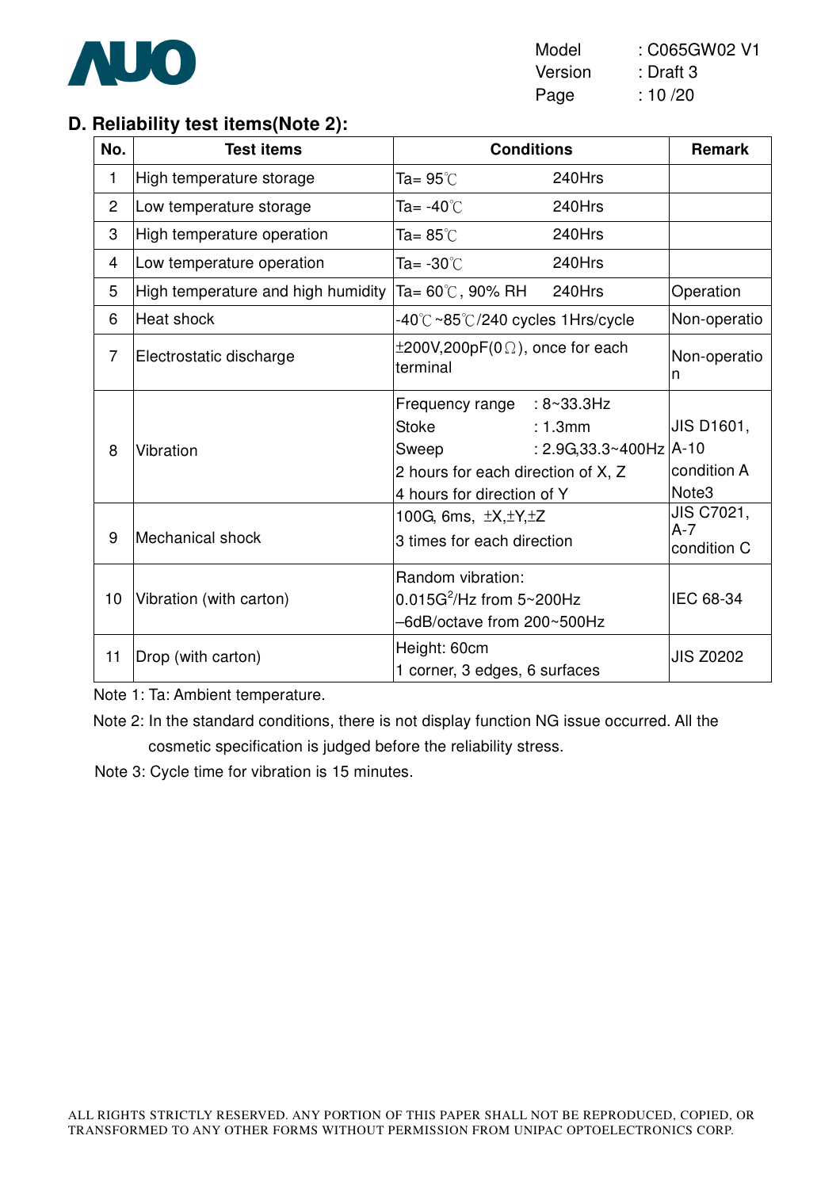## D. Reliability test items(Note 2):

| No. | Test items | Conditions | Remark |
|---|---|---|---|
| 1 | High temperature storage | Ta= 95℃ 240Hrs | |
| 2 | Low temperature storage | Ta= -40℃ 240Hrs | |
| 3 | High temperature operation | Ta= 85℃ 240Hrs | |
| 4 | Low temperature operation | Ta= -30℃ 240Hrs | |
| 5 | High temperature and high humidity | Ta= 60℃, 90% RH 240Hrs | Operation |
| 6 | Heat shock | -40℃~85℃/240 cycles 1Hrs/cycle | Non-operatio |
| 7 | Electrostatic discharge | ±200V,200pF(0Ω), once for each terminal | Non-operation |
| 8 | Vibration | Frequency range : 8~33.3Hz<br>Stoke : 1.3mm<br>Sweep : 2.9G,33.3~400Hz<br>2 hours for each direction of X, Z<br>4 hours for direction of Y | JIS D1601, A-10 condition A Note3 |
| 9 | Mechanical shock | 100G, 6ms, ±X,±Y,±Z<br>3 times for each direction | JIS C7021, A-7 condition C |
| 10 | Vibration (with carton) | Random vibration:<br>$0.015G^2$/Hz from 5~200Hz<br>–6dB/octave from 200~500Hz | IEC 68-34 |
| 11 | Drop (with carton) | Height: 60cm<br>1 corner, 3 edges, 6 surfaces | JIS Z0202 |

Note 1: Ta: Ambient temperature.

Note 2: In the standard conditions, there is not display function NG issue occurred. All the cosmetic specification is judged before the reliability stress.

Note 3: Cycle time for vibration is 15 minutes.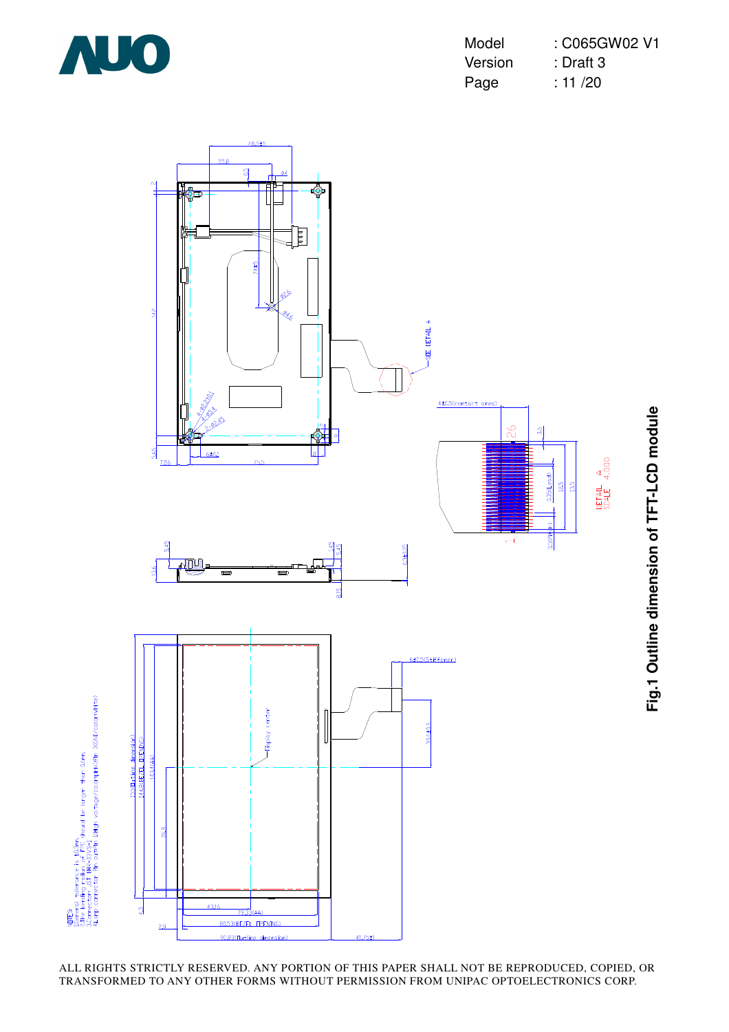NOTES:
1. General tolerance is ±0.3mm.
2. The bending radius of FPC should be larger than 10mm.
3. Connector: JST BHR-03VS-1
4. Lamp connector: Pin 1st=Pin 1(High voltage/color:white) Pin 3(GND/color:white)

**Fig.1 Outline dimension of TFT-LCD module**

ALL RIGHTS STRICTLY RESERVED. ANY PORTION OF THIS PAPER SHALL NOT BE REPRODUCED, COPIED, OR TRANSFORMED TO ANY OTHER FORMS WITHOUT PERMISSION FROM UNIPAC OPTOELECTRONICS CORP.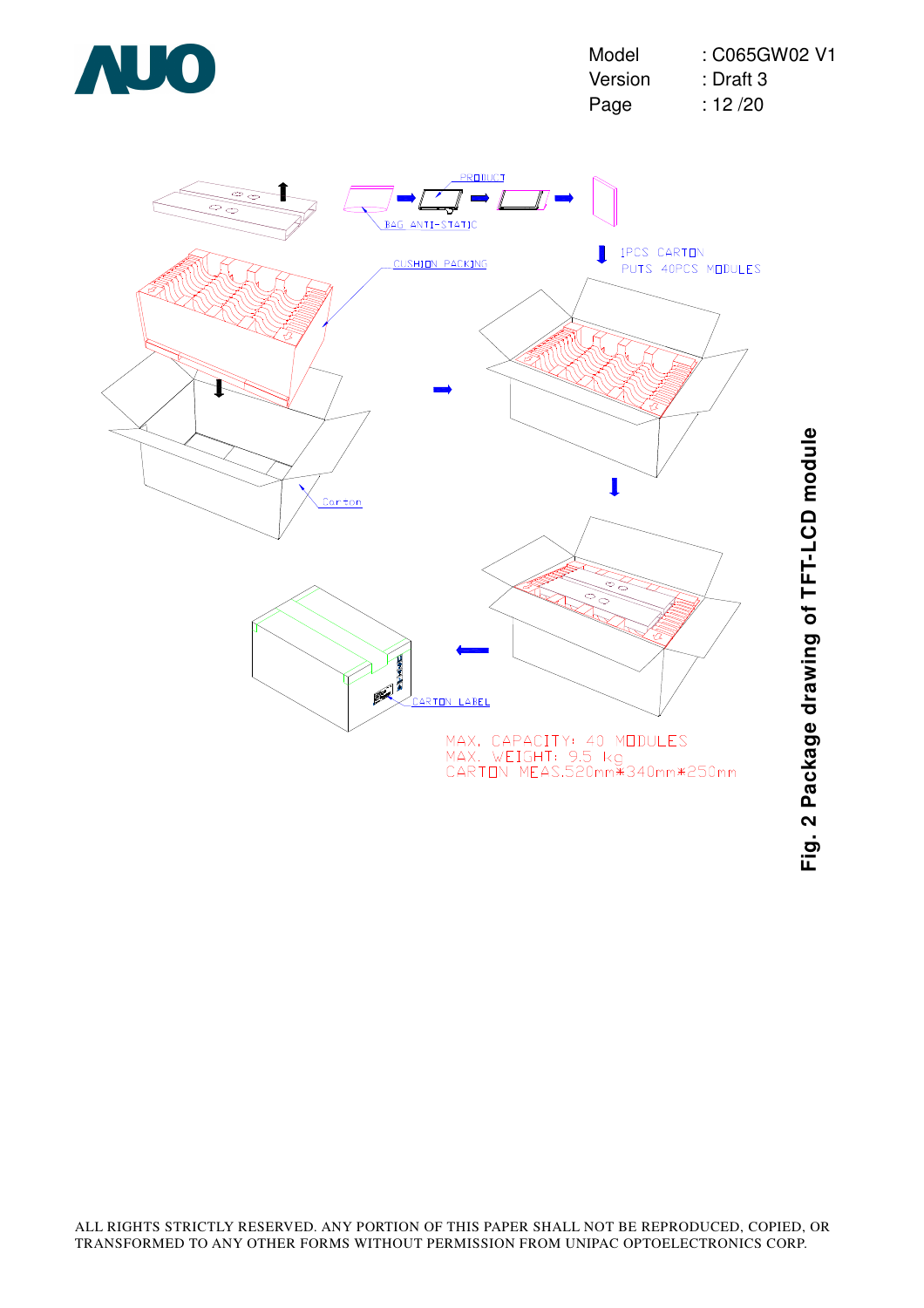PRODUCT

BAG ANTI-STATIC

CUSHION PACKING

1PCS CARTON PUTS 40PCS MODULES

Carton

CARTON LABEL

MAX. CAPACITY: 40 MODULES
MAX. WEIGHT: 9.5 kg
CARTON MEAS.520mm*340mm*250mm

**Fig. 2 Package drawing of TFT-LCD module**

ALL RIGHTS STRICTLY RESERVED. ANY PORTION OF THIS PAPER SHALL NOT BE REPRODUCED, COPIED, OR TRANSFORMED TO ANY OTHER FORMS WITHOUT PERMISSION FROM UNIPAC OPTOELECTRONICS CORP.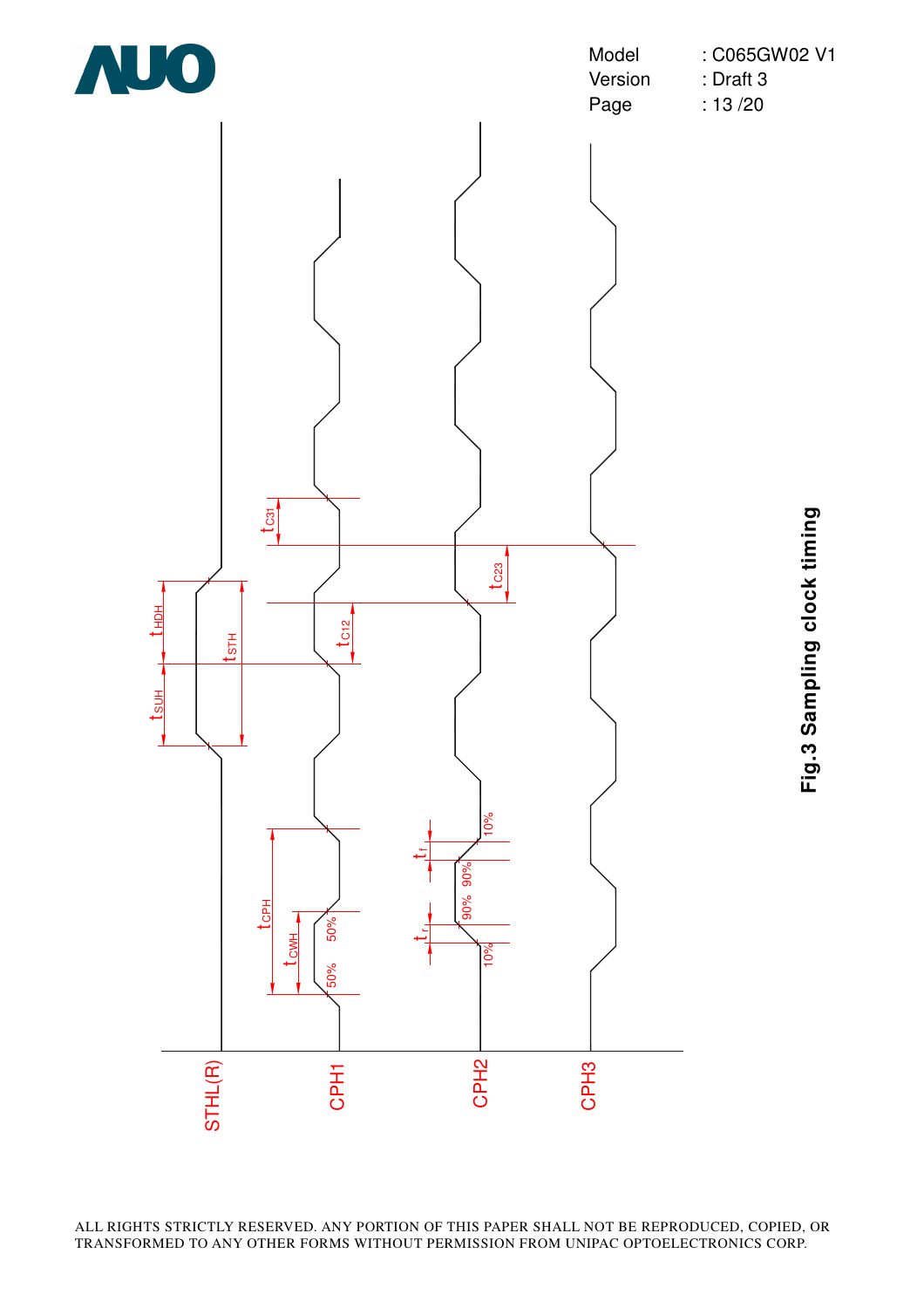Fig.3 Sampling clock timing

ALL RIGHTS STRICTLY RESERVED. ANY PORTION OF THIS PAPER SHALL NOT BE REPRODUCED, COPIED, OR TRANSFORMED TO ANY OTHER FORMS WITHOUT PERMISSION FROM UNIPAC OPTOELECTRONICS CORP.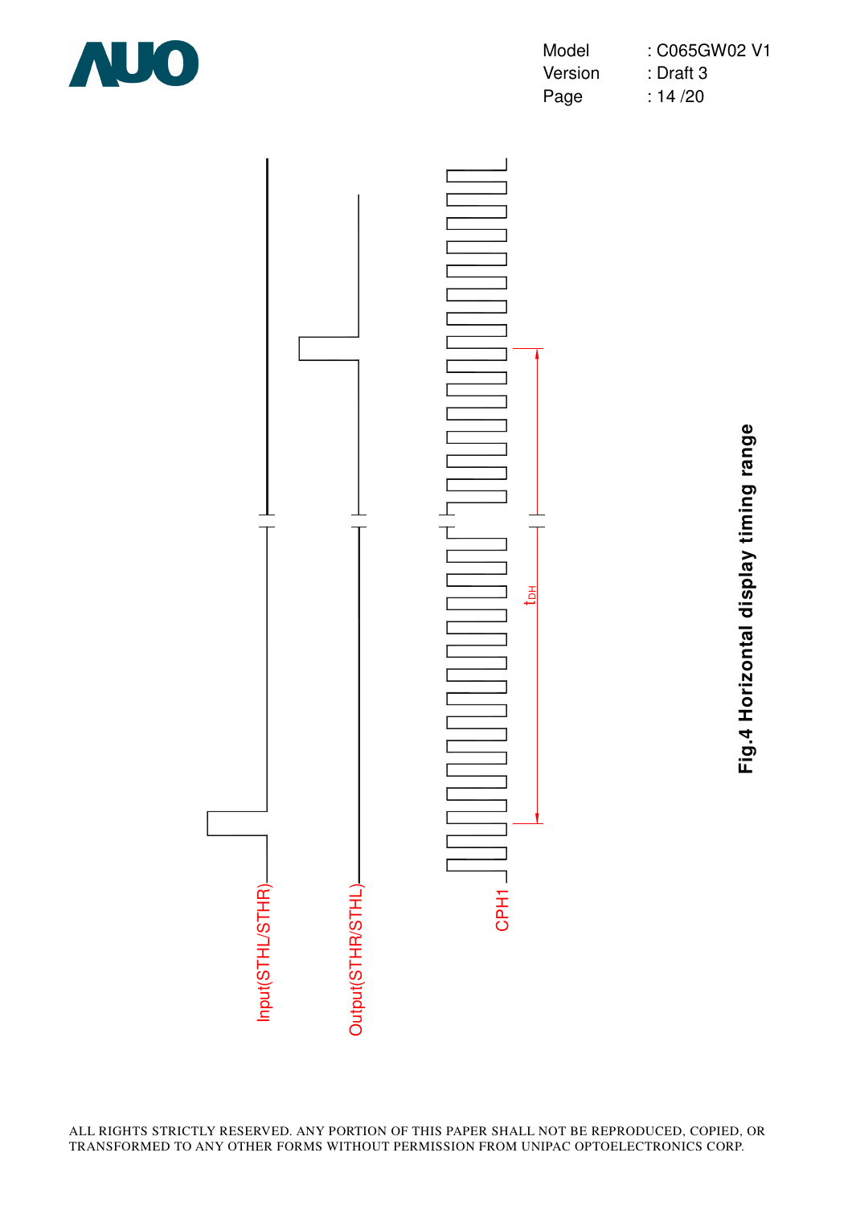Input(STHL/STHR)

Output(STHR/STHL)

CPH1

$t_{DH}$

**Fig.4 Horizontal display timing range**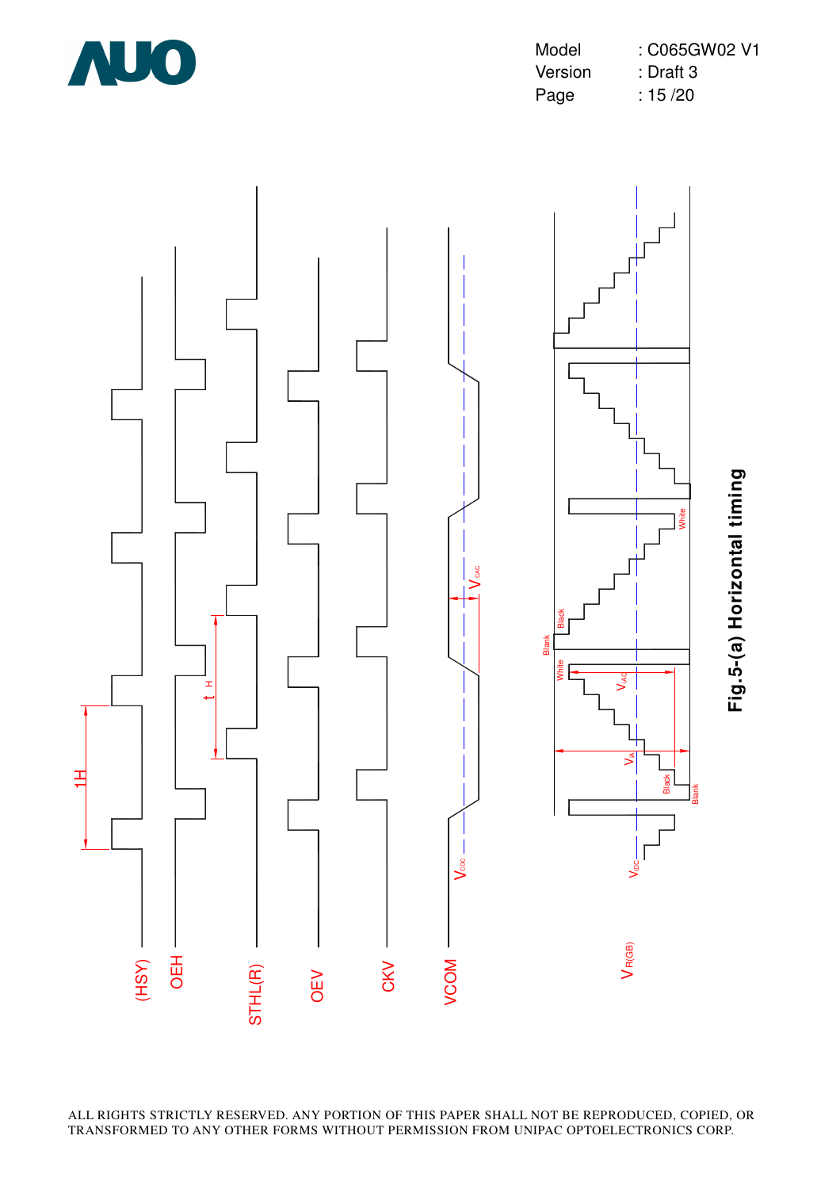Fig.5-(a) Horizontal timing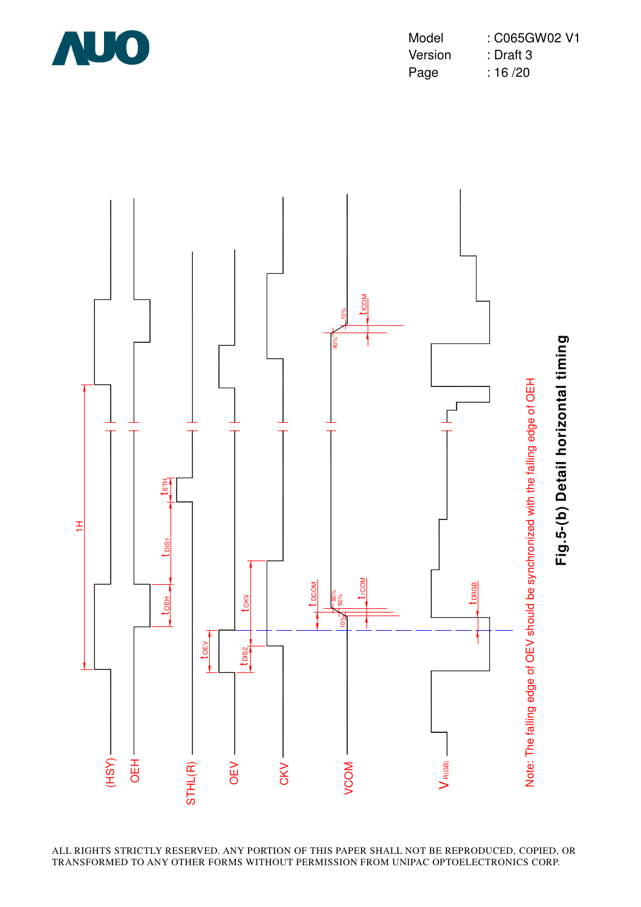(HSY)

OEH

STHL(R)

OEV

CKV

VCOM

$V_{R(GB)}$

1H

$t_{STH}$

$t_{DIS1}$

$t_{OEH}$

$t_{OEV}$

$t_{DIS2}$

$t_{CKV}$

$t_{DCOM}$

$t_{rCOM}$

$t_{fCOM}$

$t_{DRGB}$

90%

50%

10%

Note: The falling edge of OEV should be synchronized with the falling edge of OEH

**Fig.5-(b) Detail horizontal timing**

ALL RIGHTS STRICTLY RESERVED. ANY PORTION OF THIS PAPER SHALL NOT BE REPRODUCED, COPIED, OR TRANSFORMED TO ANY OTHER FORMS WITHOUT PERMISSION FROM UNIPAC OPTOELECTRONICS CORP.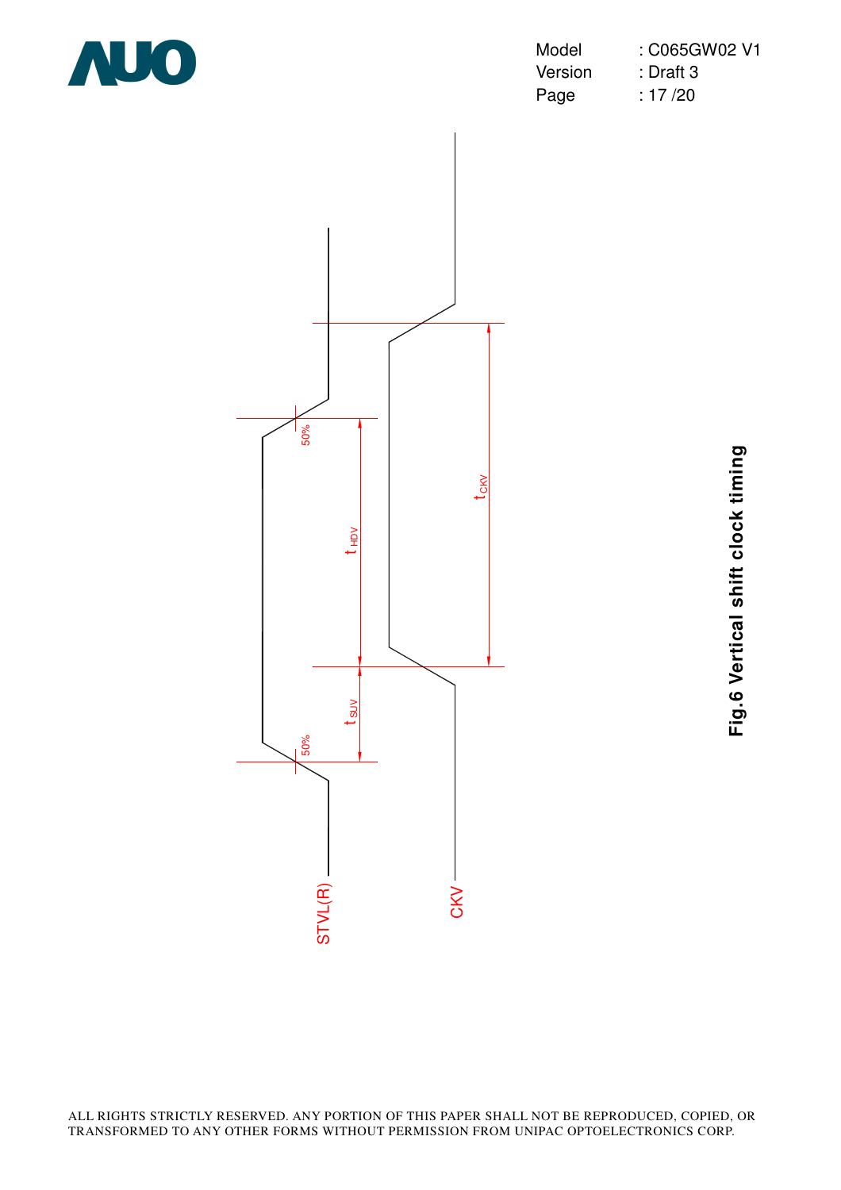**Fig.6 Vertical shift clock timing**

ALL RIGHTS STRICTLY RESERVED. ANY PORTION OF THIS PAPER SHALL NOT BE REPRODUCED, COPIED, OR TRANSFORMED TO ANY OTHER FORMS WITHOUT PERMISSION FROM UNIPAC OPTOELECTRONICS CORP.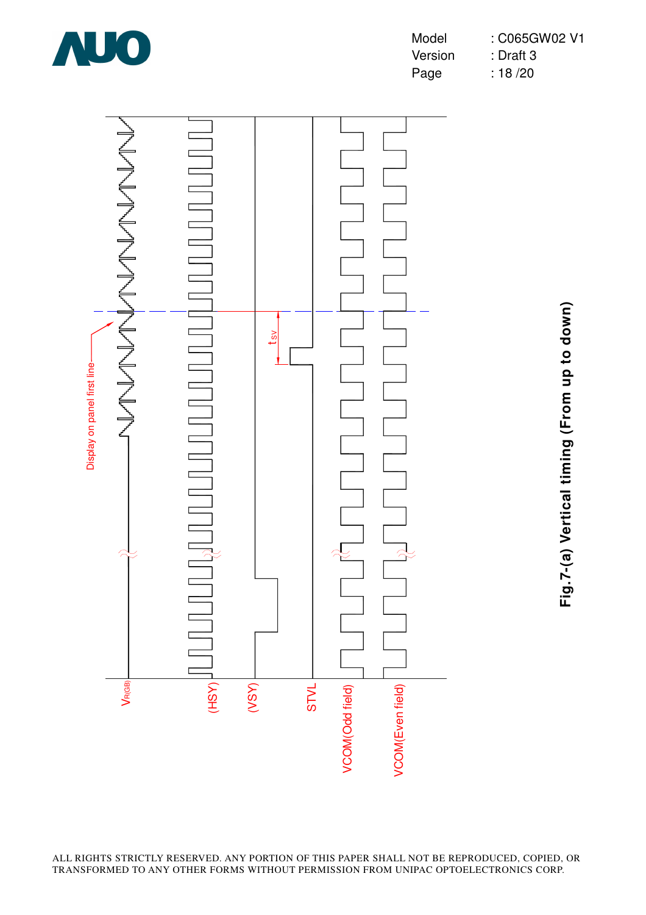Display on panel first line

$t_{SV}$

$V_{R(GB)}$

(HSY)

(VSY)

STVL

VCOM(Odd field)

VCOM(Even field)

**Fig.7-(a) Vertical timing (From up to down)**

ALL RIGHTS STRICTLY RESERVED. ANY PORTION OF THIS PAPER SHALL NOT BE REPRODUCED, COPIED, OR TRANSFORMED TO ANY OTHER FORMS WITHOUT PERMISSION FROM UNIPAC OPTOELECTRONICS CORP.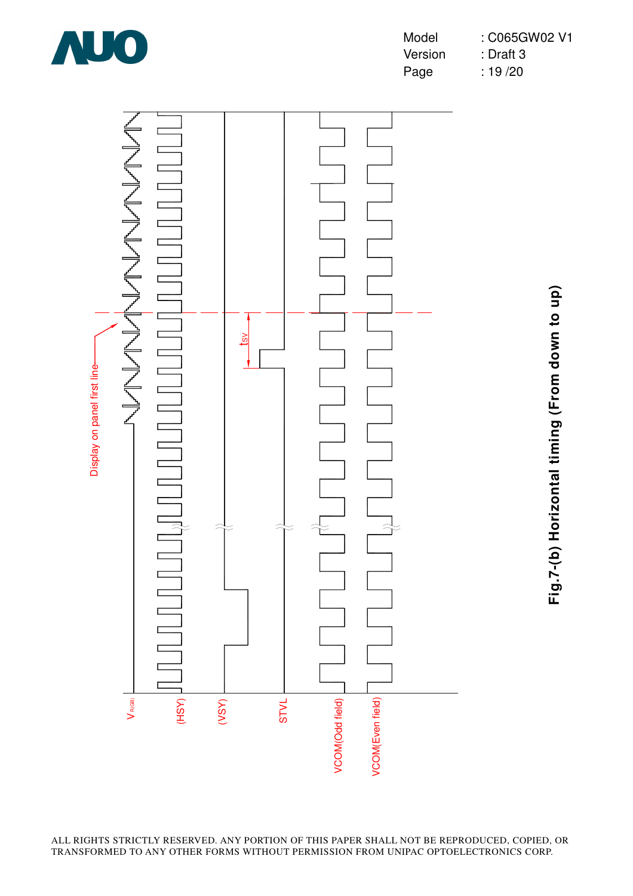Display on panel first line

$t_{SV}$

$V_{R(GB)}$

(HSY)

(VSY)

STVL

VCOM(Odd field)

VCOM(Even field)

**Fig.7-(b) Horizontal timing (From down to up)**

ALL RIGHTS STRICTLY RESERVED. ANY PORTION OF THIS PAPER SHALL NOT BE REPRODUCED, COPIED, OR TRANSFORMED TO ANY OTHER FORMS WITHOUT PERMISSION FROM UNIPAC OPTOELECTRONICS CORP.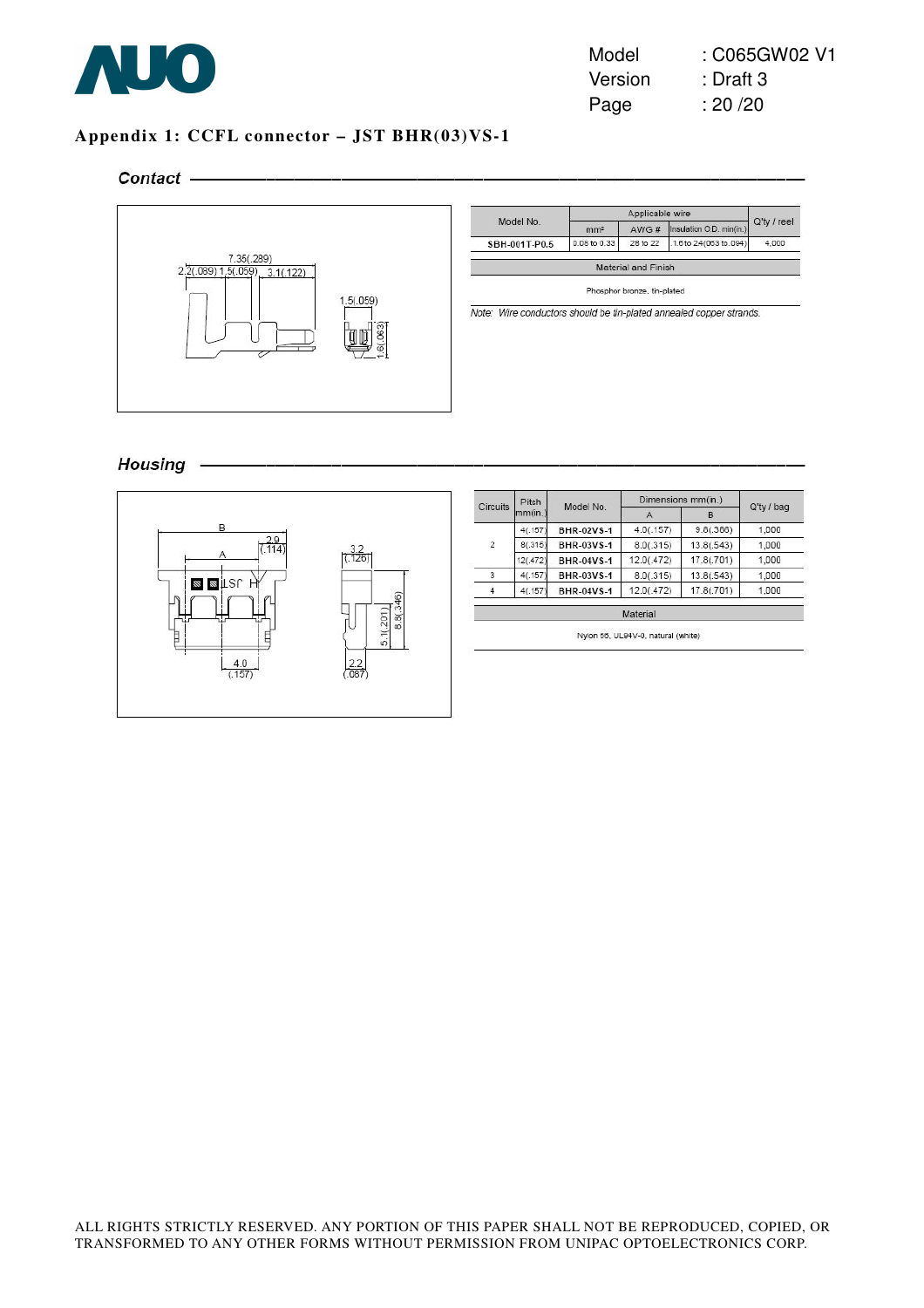## Appendix 1: CCFL connector – JST BHR(03)VS-1

### Contact

7.35(.289)
2.2(.089) 1.5(.059) 3.1(.122)
1.5(.059)
1.6(.063)

| Model No. | Applicable wire | | | Q'ty / reel |
|---|---|---|---|---|
| | mm² | AWG # | Insulation O.D. min(in.) | |
| SBH-001T-P0.5 | 0.08 to 0.33 | 28 to 22 | 1.6to 24(063 to .094) | 4,000 |

| Material and Finish |
|---|
| Phosphor bronze, tin-plated |

*Note: Wire conductors should be tin-plated annealed copper strands.*

### Housing

B
2.9 (.114)
A
3.2 (.126)
8.8(.346)
5.1(.201)
4.0 (.157)
2.2 (.087)

| Circuits | Pitch mm(in.) | Model No. | Dimensions mm(in.) | | Q'ty / bag |
|---|---|---|---|---|---|
| | | | A | B | |
| 2 | 4(.157) | BHR-02VS-1 | 4.0(.157) | 9.8(.386) | 1,000 |
| | 8(.315) | BHR-03VS-1 | 8.0(.315) | 13.8(.543) | 1,000 |
| | 12(.472) | BHR-04VS-1 | 12.0(.472) | 17.8(.701) | 1,000 |
| 3 | 4(.157) | BHR-03VS-1 | 8.0(.315) | 13.8(.543) | 1,000 |
| 4 | 4(.157) | BHR-04VS-1 | 12.0(.472) | 17.8(.701) | 1,000 |

| Material |
|---|
| Nylon 66, UL94V-0, natural (white) |

ALL RIGHTS STRICTLY RESERVED. ANY PORTION OF THIS PAPER SHALL NOT BE REPRODUCED, COPIED, OR TRANSFORMED TO ANY OTHER FORMS WITHOUT PERMISSION FROM UNIPAC OPTOELECTRONICS CORP.